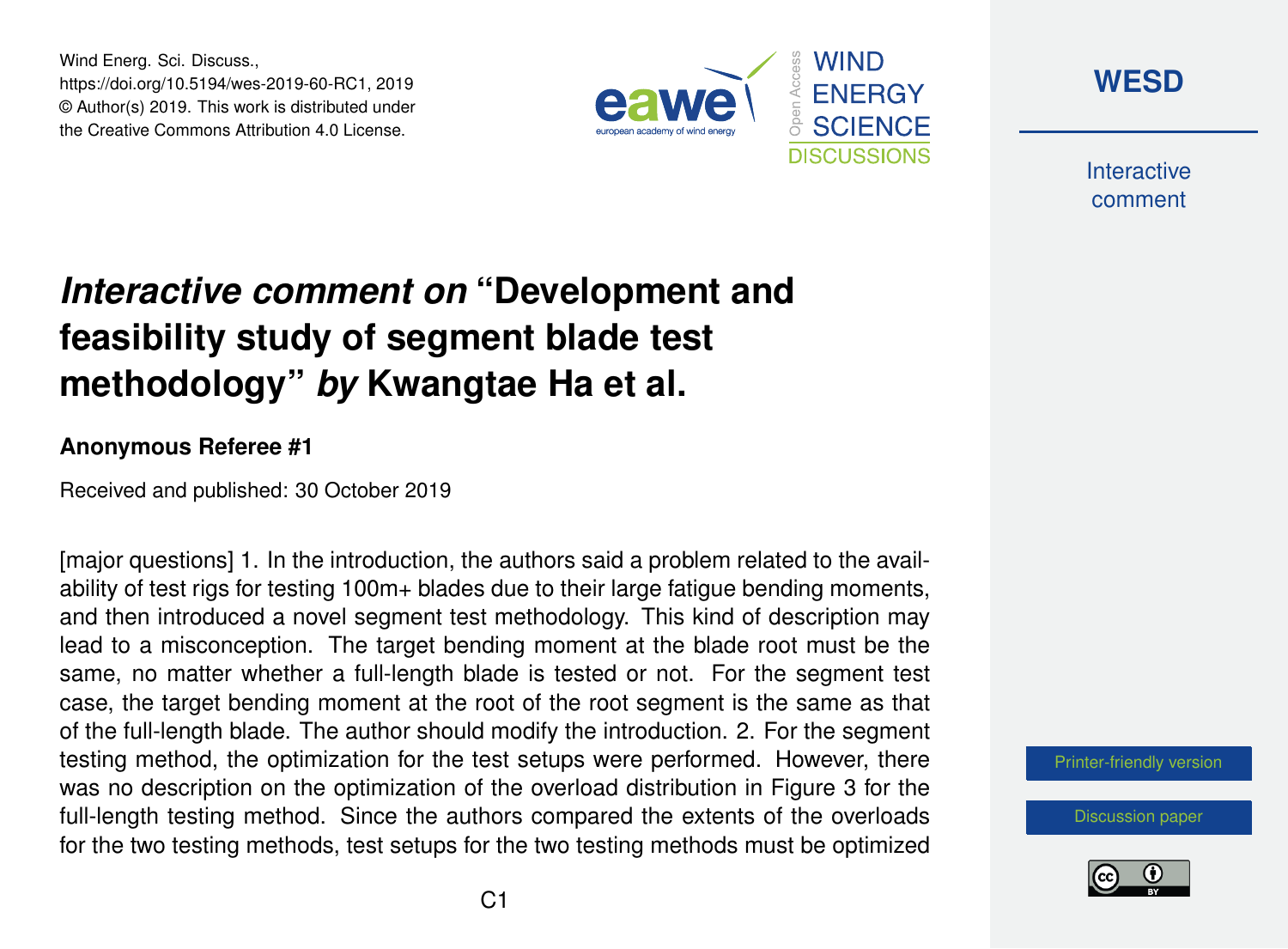Wind Energ. Sci. Discuss.,
https://doi.org/10.5194/wes-2019-60-RC1, 2019
© Author(s) 2019. This work is distributed under
the Creative Commons Attribution 4.0 License.

# *Interactive comment on* "Development and feasibility study of segment blade test methodology" *by* Kwangtae Ha et al.

### Anonymous Referee #1

Received and published: 30 October 2019

[major questions] 1. In the introduction, the authors said a problem related to the availability of test rigs for testing 100m+ blades due to their large fatigue bending moments, and then introduced a novel segment test methodology. This kind of description may lead to a misconception. The target bending moment at the blade root must be the same, no matter whether a full-length blade is tested or not. For the segment test case, the target bending moment at the root of the root segment is the same as that of the full-length blade. The author should modify the introduction. 2. For the segment testing method, the optimization for the test setups were performed. However, there was no description on the optimization of the overload distribution in Figure 3 for the full-length testing method. Since the authors compared the extents of the overloads for the two testing methods, test setups for the two testing methods must be optimized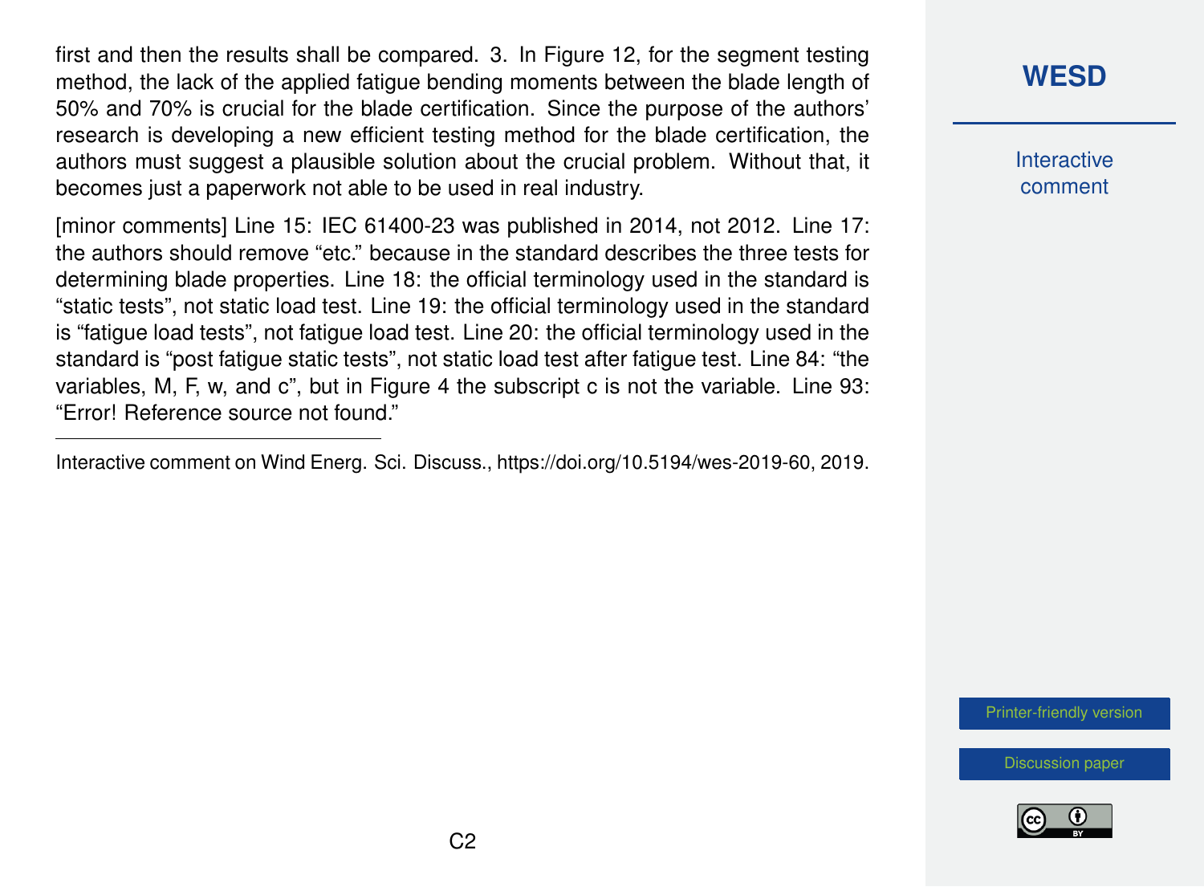first and then the results shall be compared. 3. In Figure 12, for the segment testing method, the lack of the applied fatigue bending moments between the blade length of 50% and 70% is crucial for the blade certification. Since the purpose of the authors' research is developing a new efficient testing method for the blade certification, the authors must suggest a plausible solution about the crucial problem. Without that, it becomes just a paperwork not able to be used in real industry.

[minor comments] Line 15: IEC 61400-23 was published in 2014, not 2012. Line 17: the authors should remove "etc." because in the standard describes the three tests for determining blade properties. Line 18: the official terminology used in the standard is "static tests", not static load test. Line 19: the official terminology used in the standard is "fatigue load tests", not fatigue load test. Line 20: the official terminology used in the standard is "post fatigue static tests", not static load test after fatigue test. Line 84: "the variables, M, F, w, and c", but in Figure 4 the subscript c is not the variable. Line 93: "Error! Reference source not found."

---

Interactive comment on Wind Energ. Sci. Discuss., https://doi.org/10.5194/wes-2019-60, 2019.